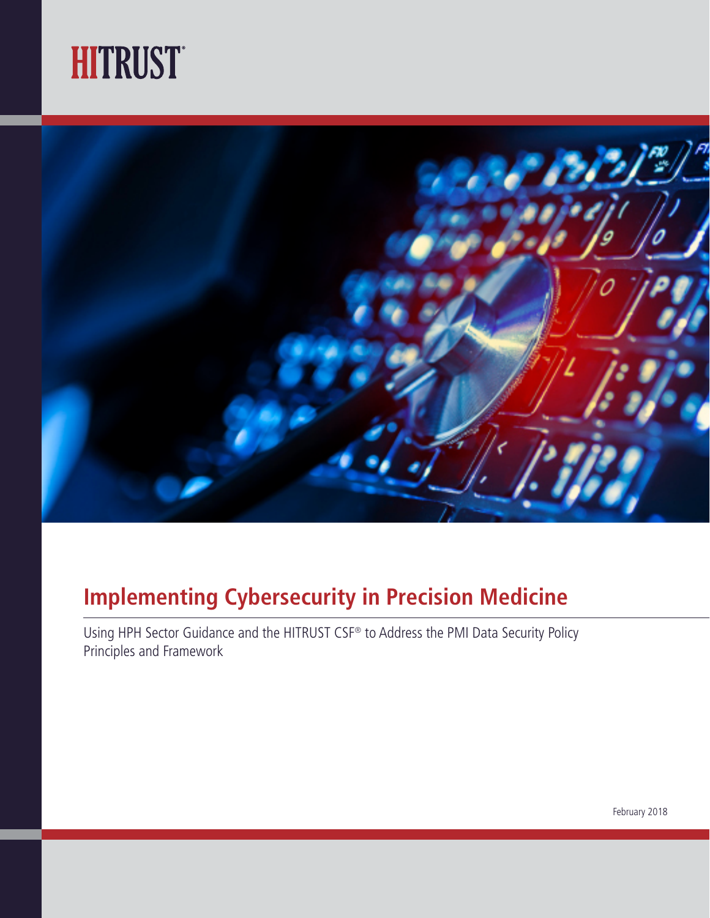HITRUST®

# Implementing Cybersecurity in Precision Medicine

Using HPH Sector Guidance and the HITRUST CSF® to Address the PMI Data Security Policy Principles and Framework

February 2018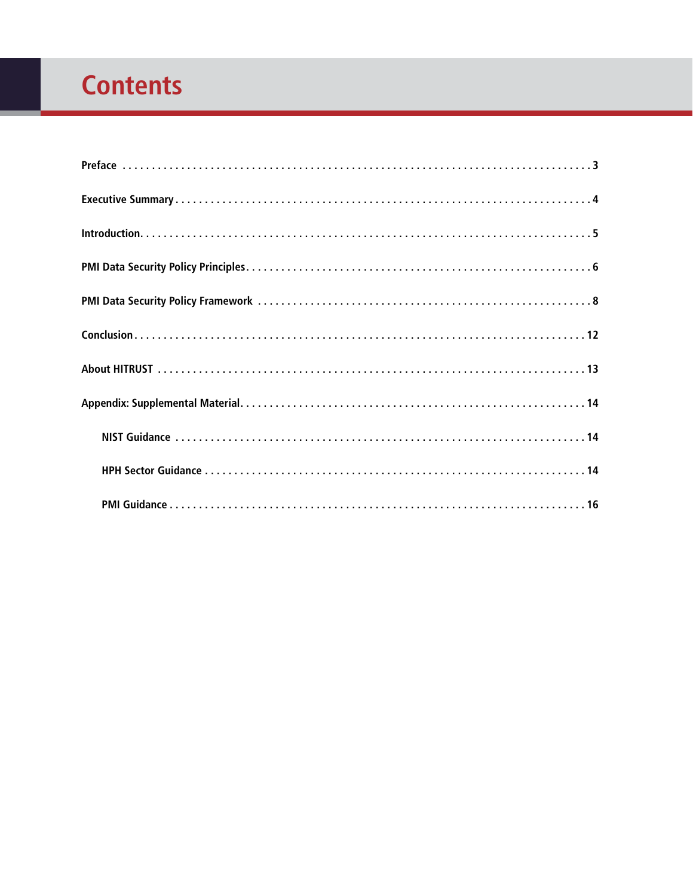# Contents

Preface . . . . . . . . . . . . . . . . . . . . . . . . . . . . . . . . . . . . . . . . . . . . . . . . . . . . . . . . . . . . . . . . . . . . . . . . . . 3

Executive Summary . . . . . . . . . . . . . . . . . . . . . . . . . . . . . . . . . . . . . . . . . . . . . . . . . . . . . . . . . . . . . . . . . . . 4

Introduction. . . . . . . . . . . . . . . . . . . . . . . . . . . . . . . . . . . . . . . . . . . . . . . . . . . . . . . . . . . . . . . . . . . . . . . . 5

PMI Data Security Policy Principles. . . . . . . . . . . . . . . . . . . . . . . . . . . . . . . . . . . . . . . . . . . . . . . . . . . . . . 6

PMI Data Security Policy Framework . . . . . . . . . . . . . . . . . . . . . . . . . . . . . . . . . . . . . . . . . . . . . . . . . . . . . 8

Conclusion . . . . . . . . . . . . . . . . . . . . . . . . . . . . . . . . . . . . . . . . . . . . . . . . . . . . . . . . . . . . . . . . . . . . . . . . . 12

About HITRUST . . . . . . . . . . . . . . . . . . . . . . . . . . . . . . . . . . . . . . . . . . . . . . . . . . . . . . . . . . . . . . . . . . . . . 13

Appendix: Supplemental Material. . . . . . . . . . . . . . . . . . . . . . . . . . . . . . . . . . . . . . . . . . . . . . . . . . . . . . . 14

- NIST Guidance . . . . . . . . . . . . . . . . . . . . . . . . . . . . . . . . . . . . . . . . . . . . . . . . . . . . . . . . . . . . . . . . . . . 14
- HPH Sector Guidance . . . . . . . . . . . . . . . . . . . . . . . . . . . . . . . . . . . . . . . . . . . . . . . . . . . . . . . . . . . . . . 14
- PMI Guidance . . . . . . . . . . . . . . . . . . . . . . . . . . . . . . . . . . . . . . . . . . . . . . . . . . . . . . . . . . . . . . . . . . . . 16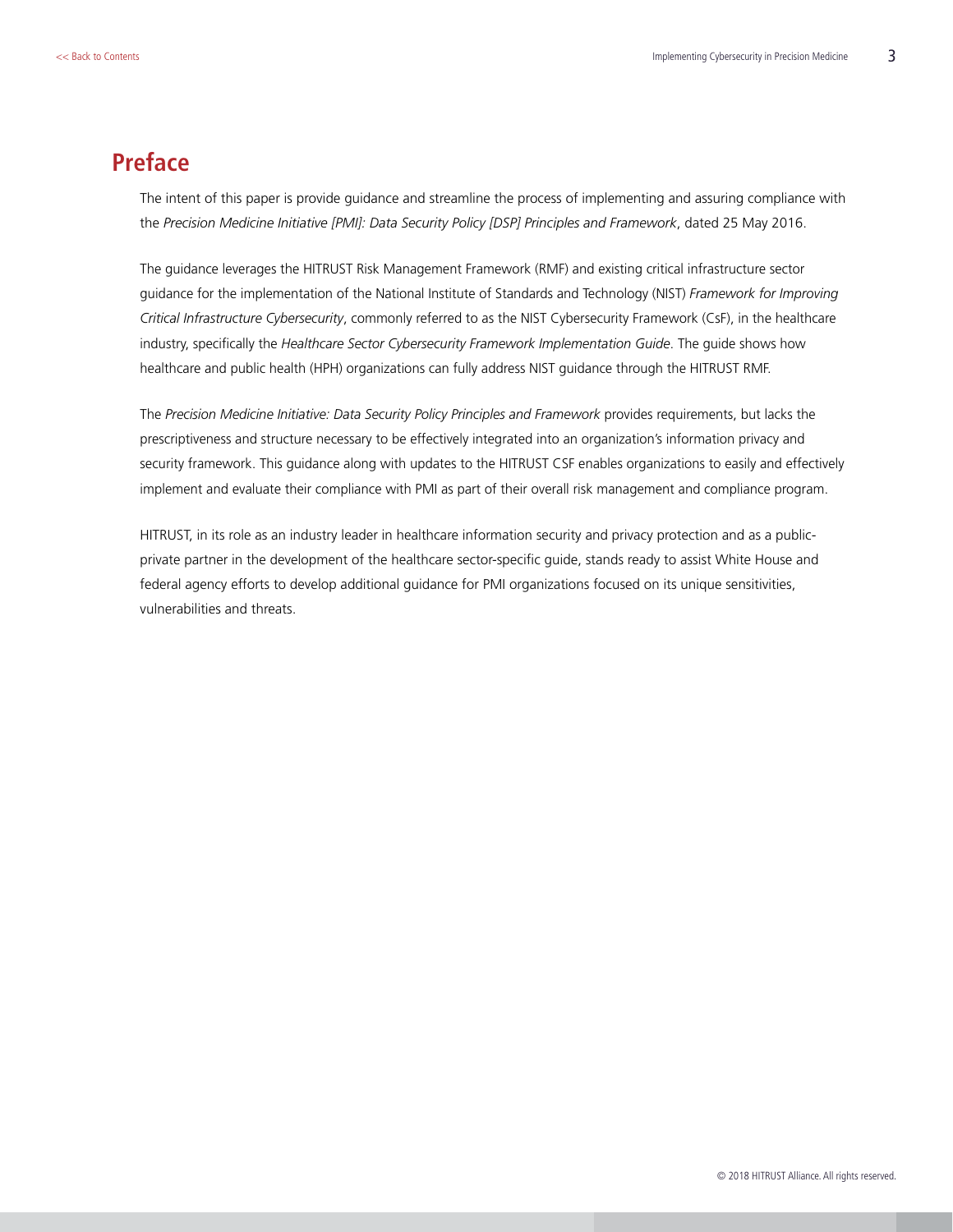## Preface

The intent of this paper is provide guidance and streamline the process of implementing and assuring compliance with the *Precision Medicine Initiative [PMI]: Data Security Policy [DSP] Principles and Framework*, dated 25 May 2016.

The guidance leverages the HITRUST Risk Management Framework (RMF) and existing critical infrastructure sector guidance for the implementation of the National Institute of Standards and Technology (NIST) *Framework for Improving Critical Infrastructure Cybersecurity*, commonly referred to as the NIST Cybersecurity Framework (CsF), in the healthcare industry, specifically the *Healthcare Sector Cybersecurity Framework Implementation Guide*. The guide shows how healthcare and public health (HPH) organizations can fully address NIST guidance through the HITRUST RMF.

The *Precision Medicine Initiative: Data Security Policy Principles and Framework* provides requirements, but lacks the prescriptiveness and structure necessary to be effectively integrated into an organization's information privacy and security framework. This guidance along with updates to the HITRUST CSF enables organizations to easily and effectively implement and evaluate their compliance with PMI as part of their overall risk management and compliance program.

HITRUST, in its role as an industry leader in healthcare information security and privacy protection and as a public-private partner in the development of the healthcare sector-specific guide, stands ready to assist White House and federal agency efforts to develop additional guidance for PMI organizations focused on its unique sensitivities, vulnerabilities and threats.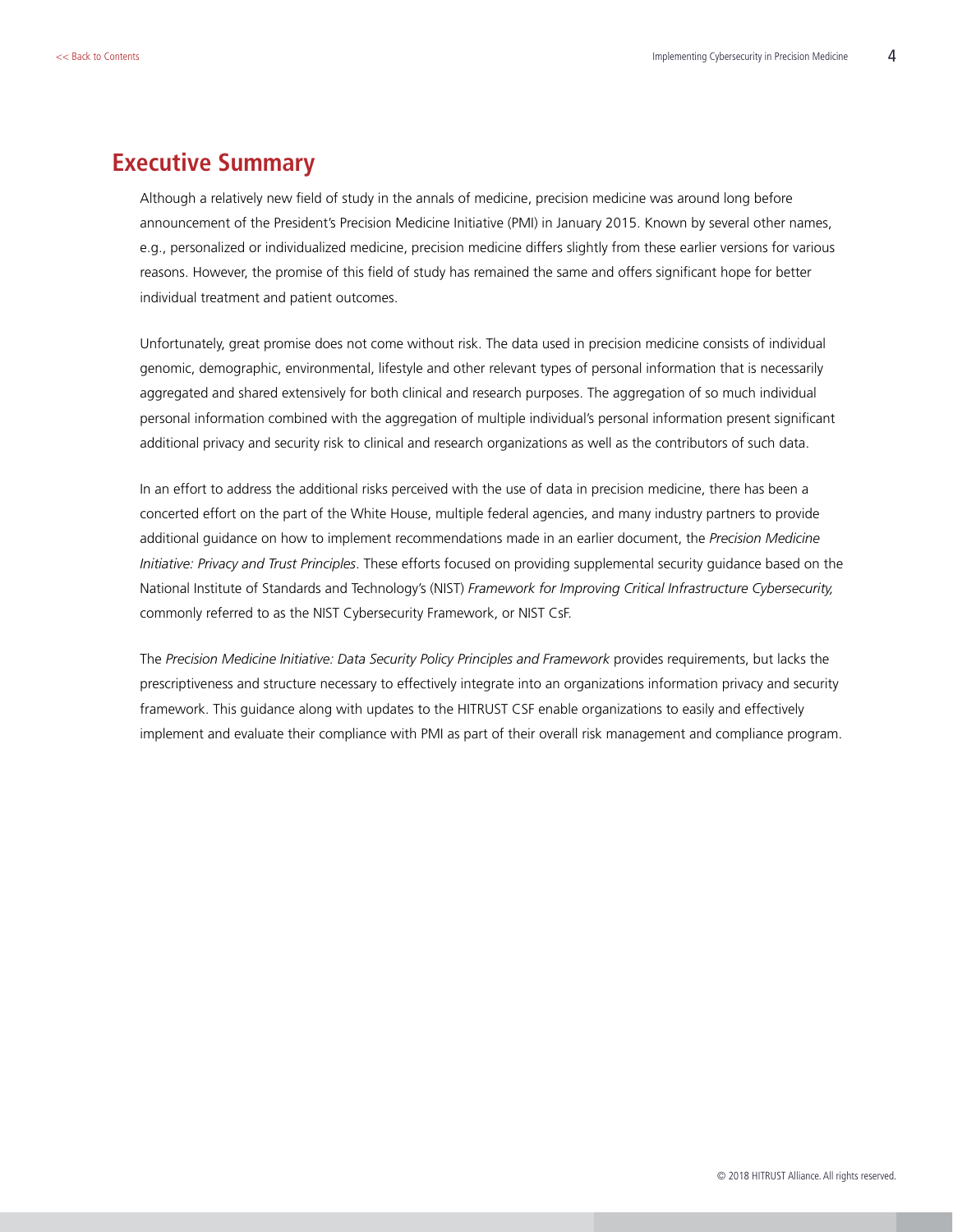## Executive Summary

Although a relatively new field of study in the annals of medicine, precision medicine was around long before announcement of the President's Precision Medicine Initiative (PMI) in January 2015. Known by several other names, e.g., personalized or individualized medicine, precision medicine differs slightly from these earlier versions for various reasons. However, the promise of this field of study has remained the same and offers significant hope for better individual treatment and patient outcomes.

Unfortunately, great promise does not come without risk. The data used in precision medicine consists of individual genomic, demographic, environmental, lifestyle and other relevant types of personal information that is necessarily aggregated and shared extensively for both clinical and research purposes. The aggregation of so much individual personal information combined with the aggregation of multiple individual's personal information present significant additional privacy and security risk to clinical and research organizations as well as the contributors of such data.

In an effort to address the additional risks perceived with the use of data in precision medicine, there has been a concerted effort on the part of the White House, multiple federal agencies, and many industry partners to provide additional guidance on how to implement recommendations made in an earlier document, the *Precision Medicine Initiative: Privacy and Trust Principles*. These efforts focused on providing supplemental security guidance based on the National Institute of Standards and Technology's (NIST) *Framework for Improving Critical Infrastructure Cybersecurity,* commonly referred to as the NIST Cybersecurity Framework, or NIST CsF.

The *Precision Medicine Initiative: Data Security Policy Principles and Framework* provides requirements, but lacks the prescriptiveness and structure necessary to effectively integrate into an organizations information privacy and security framework. This guidance along with updates to the HITRUST CSF enable organizations to easily and effectively implement and evaluate their compliance with PMI as part of their overall risk management and compliance program.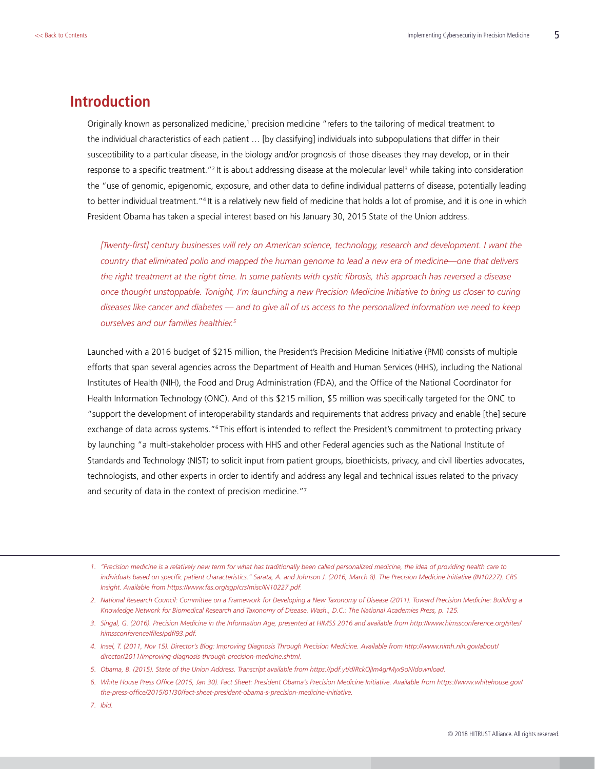## Introduction

Originally known as personalized medicine,[1] precision medicine "refers to the tailoring of medical treatment to the individual characteristics of each patient … [by classifying] individuals into subpopulations that differ in their susceptibility to a particular disease, in the biology and/or prognosis of those diseases they may develop, or in their response to a specific treatment."[2] It is about addressing disease at the molecular level[3] while taking into consideration the "use of genomic, epigenomic, exposure, and other data to define individual patterns of disease, potentially leading to better individual treatment."[4] It is a relatively new field of medicine that holds a lot of promise, and it is one in which President Obama has taken a special interest based on his January 30, 2015 State of the Union address.

> *[Twenty-first] century businesses will rely on American science, technology, research and development. I want the country that eliminated polio and mapped the human genome to lead a new era of medicine—one that delivers the right treatment at the right time. In some patients with cystic fibrosis, this approach has reversed a disease once thought unstoppable. Tonight, I'm launching a new Precision Medicine Initiative to bring us closer to curing diseases like cancer and diabetes — and to give all of us access to the personalized information we need to keep ourselves and our families healthier.*[5]

Launched with a 2016 budget of $215 million, the President's Precision Medicine Initiative (PMI) consists of multiple efforts that span several agencies across the Department of Health and Human Services (HHS), including the National Institutes of Health (NIH), the Food and Drug Administration (FDA), and the Office of the National Coordinator for Health Information Technology (ONC). And of this $215 million, $5 million was specifically targeted for the ONC to "support the development of interoperability standards and requirements that address privacy and enable [the] secure exchange of data across systems."[6] This effort is intended to reflect the President's commitment to protecting privacy by launching "a multi-stakeholder process with HHS and other Federal agencies such as the National Institute of Standards and Technology (NIST) to solicit input from patient groups, bioethicists, privacy, and civil liberties advocates, technologists, and other experts in order to identify and address any legal and technical issues related to the privacy and security of data in the context of precision medicine."[7]

---

1. *"Precision medicine is a relatively new term for what has traditionally been called personalized medicine, the idea of providing health care to individuals based on specific patient characteristics." Sarata, A. and Johnson J. (2016, March 8). The Precision Medicine Initiative (IN10227). CRS Insight. Available from https://www.fas.org/sgp/crs/misc/IN10227.pdf.*
2. *National Research Council: Committee on a Framework for Developing a New Taxonomy of Disease (2011). Toward Precision Medicine: Building a Knowledge Network for Biomedical Research and Taxonomy of Disease. Wash., D.C.: The National Academies Press, p. 125.*
3. *Singal, G. (2016). Precision Medicine in the Information Age, presented at HIMSS 2016 and available from http://www.himssconference.org/sites/himssconference/files/pdf/93.pdf.*
4. *Insel, T. (2011, Nov 15). Director's Blog: Improving Diagnosis Through Precision Medicine. Available from http://www.nimh.nih.gov/about/director/2011/improving-diagnosis-through-precision-medicine.shtml.*
5. *Obama, B. (2015). State of the Union Address. Transcript available from https://pdf.yt/d/RckOjIm4grMyx9oN/download.*
6. *White House Press Office (2015, Jan 30). Fact Sheet: President Obama's Precision Medicine Initiative. Available from https://www.whitehouse.gov/the-press-office/2015/01/30/fact-sheet-president-obama-s-precision-medicine-initiative.*
7. *Ibid.*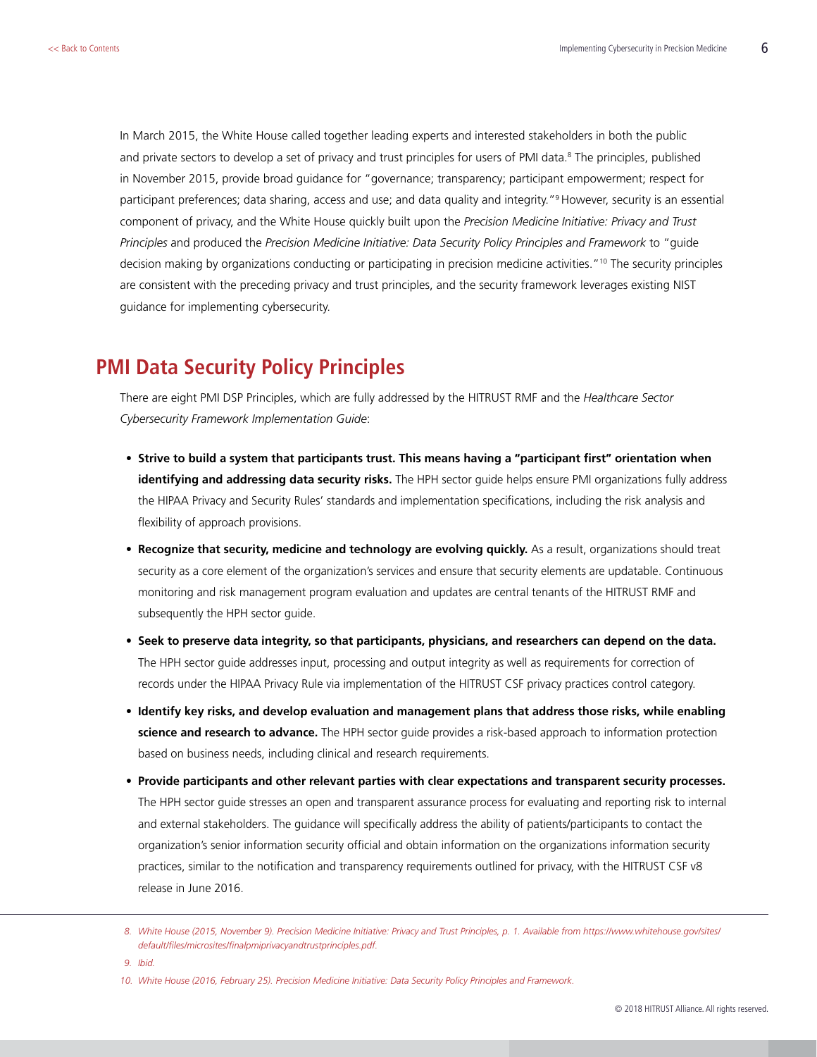In March 2015, the White House called together leading experts and interested stakeholders in both the public and private sectors to develop a set of privacy and trust principles for users of PMI data.[8] The principles, published in November 2015, provide broad guidance for "governance; transparency; participant empowerment; respect for participant preferences; data sharing, access and use; and data quality and integrity."[9] However, security is an essential component of privacy, and the White House quickly built upon the *Precision Medicine Initiative: Privacy and Trust Principles* and produced the *Precision Medicine Initiative: Data Security Policy Principles and Framework* to "guide decision making by organizations conducting or participating in precision medicine activities."[10] The security principles are consistent with the preceding privacy and trust principles, and the security framework leverages existing NIST guidance for implementing cybersecurity.

## PMI Data Security Policy Principles

There are eight PMI DSP Principles, which are fully addressed by the HITRUST RMF and the *Healthcare Sector Cybersecurity Framework Implementation Guide*:

- **Strive to build a system that participants trust. This means having a "participant first" orientation when identifying and addressing data security risks.** The HPH sector guide helps ensure PMI organizations fully address the HIPAA Privacy and Security Rules' standards and implementation specifications, including the risk analysis and flexibility of approach provisions.
- **Recognize that security, medicine and technology are evolving quickly.** As a result, organizations should treat security as a core element of the organization's services and ensure that security elements are updatable. Continuous monitoring and risk management program evaluation and updates are central tenants of the HITRUST RMF and subsequently the HPH sector guide.
- **Seek to preserve data integrity, so that participants, physicians, and researchers can depend on the data.** The HPH sector guide addresses input, processing and output integrity as well as requirements for correction of records under the HIPAA Privacy Rule via implementation of the HITRUST CSF privacy practices control category.
- **Identify key risks, and develop evaluation and management plans that address those risks, while enabling science and research to advance.** The HPH sector guide provides a risk-based approach to information protection based on business needs, including clinical and research requirements.
- **Provide participants and other relevant parties with clear expectations and transparent security processes.** The HPH sector guide stresses an open and transparent assurance process for evaluating and reporting risk to internal and external stakeholders. The guidance will specifically address the ability of patients/participants to contact the organization's senior information security official and obtain information on the organizations information security practices, similar to the notification and transparency requirements outlined for privacy, with the HITRUST CSF v8 release in June 2016.

---

8. *White House (2015, November 9). Precision Medicine Initiative: Privacy and Trust Principles, p. 1. Available from https://www.whitehouse.gov/sites/default/files/microsites/finalpmiprivacyandtrustprinciples.pdf.*

9. *Ibid.*

10. *White House (2016, February 25). Precision Medicine Initiative: Data Security Policy Principles and Framework.*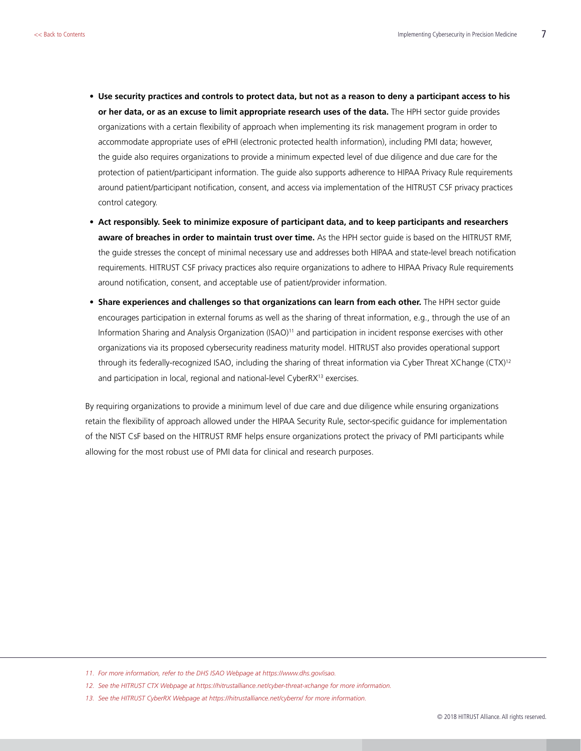- **Use security practices and controls to protect data, but not as a reason to deny a participant access to his or her data, or as an excuse to limit appropriate research uses of the data.** The HPH sector guide provides organizations with a certain flexibility of approach when implementing its risk management program in order to accommodate appropriate uses of ePHI (electronic protected health information), including PMI data; however, the guide also requires organizations to provide a minimum expected level of due diligence and due care for the protection of patient/participant information. The guide also supports adherence to HIPAA Privacy Rule requirements around patient/participant notification, consent, and access via implementation of the HITRUST CSF privacy practices control category.
- **Act responsibly. Seek to minimize exposure of participant data, and to keep participants and researchers aware of breaches in order to maintain trust over time.** As the HPH sector guide is based on the HITRUST RMF, the guide stresses the concept of minimal necessary use and addresses both HIPAA and state-level breach notification requirements. HITRUST CSF privacy practices also require organizations to adhere to HIPAA Privacy Rule requirements around notification, consent, and acceptable use of patient/provider information.
- **Share experiences and challenges so that organizations can learn from each other.** The HPH sector guide encourages participation in external forums as well as the sharing of threat information, e.g., through the use of an Information Sharing and Analysis Organization (ISAO)[11] and participation in incident response exercises with other organizations via its proposed cybersecurity readiness maturity model. HITRUST also provides operational support through its federally-recognized ISAO, including the sharing of threat information via Cyber Threat XChange (CTX)[12] and participation in local, regional and national-level CyberRX[13] exercises.

By requiring organizations to provide a minimum level of due care and due diligence while ensuring organizations retain the flexibility of approach allowed under the HIPAA Security Rule, sector-specific guidance for implementation of the NIST CsF based on the HITRUST RMF helps ensure organizations protect the privacy of PMI participants while allowing for the most robust use of PMI data for clinical and research purposes.

---

*11. For more information, refer to the DHS ISAO Webpage at https://www.dhs.gov/isao.*

*12. See the HITRUST CTX Webpage at https://hitrustalliance.net/cyber-threat-xchange for more information.*

*13. See the HITRUST CyberRX Webpage at https://hitrustalliance.net/cyberrx/ for more information.*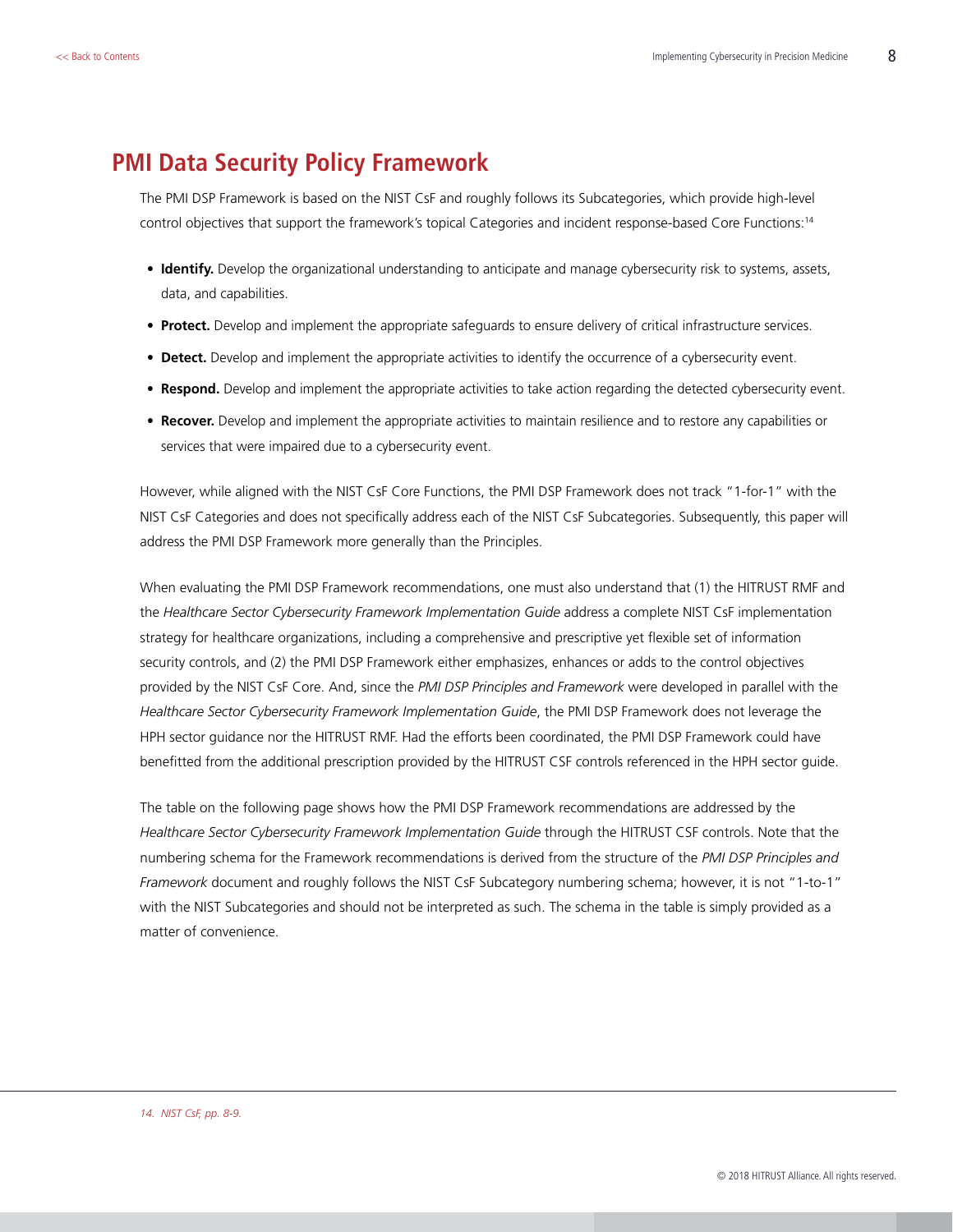## PMI Data Security Policy Framework

The PMI DSP Framework is based on the NIST CsF and roughly follows its Subcategories, which provide high-level control objectives that support the framework's topical Categories and incident response-based Core Functions:[14]

- **Identify.** Develop the organizational understanding to anticipate and manage cybersecurity risk to systems, assets, data, and capabilities.
- **Protect.** Develop and implement the appropriate safeguards to ensure delivery of critical infrastructure services.
- **Detect.** Develop and implement the appropriate activities to identify the occurrence of a cybersecurity event.
- **Respond.** Develop and implement the appropriate activities to take action regarding the detected cybersecurity event.
- **Recover.** Develop and implement the appropriate activities to maintain resilience and to restore any capabilities or services that were impaired due to a cybersecurity event.

However, while aligned with the NIST CsF Core Functions, the PMI DSP Framework does not track "1-for-1" with the NIST CsF Categories and does not specifically address each of the NIST CsF Subcategories. Subsequently, this paper will address the PMI DSP Framework more generally than the Principles.

When evaluating the PMI DSP Framework recommendations, one must also understand that (1) the HITRUST RMF and the *Healthcare Sector Cybersecurity Framework Implementation Guide* address a complete NIST CsF implementation strategy for healthcare organizations, including a comprehensive and prescriptive yet flexible set of information security controls, and (2) the PMI DSP Framework either emphasizes, enhances or adds to the control objectives provided by the NIST CsF Core. And, since the *PMI DSP Principles and Framework* were developed in parallel with the *Healthcare Sector Cybersecurity Framework Implementation Guide*, the PMI DSP Framework does not leverage the HPH sector guidance nor the HITRUST RMF. Had the efforts been coordinated, the PMI DSP Framework could have benefitted from the additional prescription provided by the HITRUST CSF controls referenced in the HPH sector guide.

The table on the following page shows how the PMI DSP Framework recommendations are addressed by the *Healthcare Sector Cybersecurity Framework Implementation Guide* through the HITRUST CSF controls. Note that the numbering schema for the Framework recommendations is derived from the structure of the *PMI DSP Principles and Framework* document and roughly follows the NIST CsF Subcategory numbering schema; however, it is not "1-to-1" with the NIST Subcategories and should not be interpreted as such. The schema in the table is simply provided as a matter of convenience.

---

*14. NIST CsF, pp. 8-9.*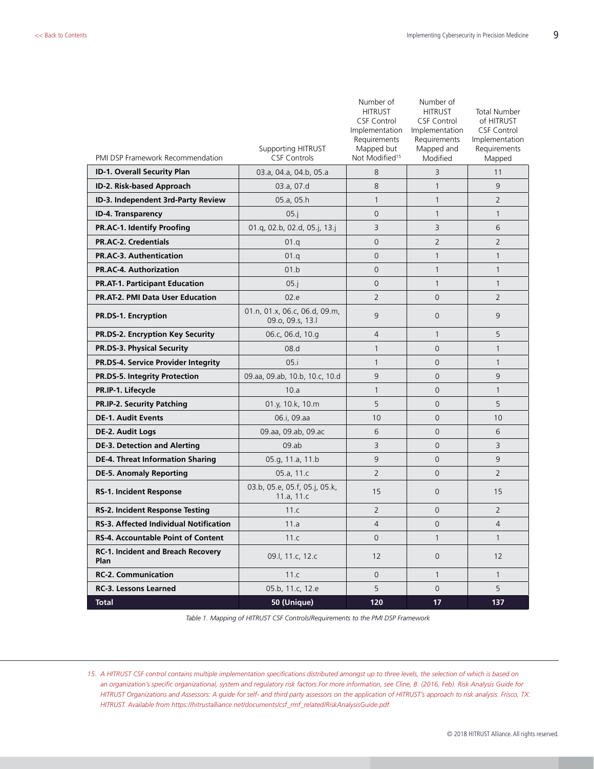| PMI DSP Framework Recommendation | Supporting HITRUST CSF Controls | Number of HITRUST CSF Control Implementation Requirements Mapped but Not Modified[15] | Number of HITRUST CSF Control Implementation Requirements Mapped and Modified | Total Number of HITRUST CSF Control Implementation Requirements Mapped |
|---|---|---|---|---|
| **ID-1. Overall Security Plan** | 03.a, 04.a, 04.b, 05.a | 8 | 3 | 11 |
| **ID-2. Risk-based Approach** | 03.a, 07.d | 8 | 1 | 9 |
| **ID-3. Independent 3rd-Party Review** | 05.a, 05.h | 1 | 1 | 2 |
| **ID-4. Transparency** | 05.j | 0 | 1 | 1 |
| **PR.AC-1. Identify Proofing** | 01.q, 02.b, 02.d, 05.j, 13.j | 3 | 3 | 6 |
| **PR.AC-2. Credentials** | 01.q | 0 | 2 | 2 |
| **PR.AC-3. Authentication** | 01.q | 0 | 1 | 1 |
| **PR.AC-4. Authorization** | 01.b | 0 | 1 | 1 |
| **PR.AT-1. Participant Education** | 05.j | 0 | 1 | 1 |
| **PR.AT-2. PMI Data User Education** | 02.e | 2 | 0 | 2 |
| **PR.DS-1. Encryption** | 01.n, 01.x, 06.c, 06.d, 09.m, 09.o, 09.s, 13.l | 9 | 0 | 9 |
| **PR.DS-2. Encryption Key Security** | 06.c, 06.d, 10.g | 4 | 1 | 5 |
| **PR.DS-3. Physical Security** | 08.d | 1 | 0 | 1 |
| **PR.DS-4. Service Provider Integrity** | 05.i | 1 | 0 | 1 |
| **PR.DS-5. Integrity Protection** | 09.aa, 09.ab, 10.b, 10.c, 10.d | 9 | 0 | 9 |
| **PR.IP-1. Lifecycle** | 10.a | 1 | 0 | 1 |
| **PR.IP-2. Security Patching** | 01.y, 10.k, 10.m | 5 | 0 | 5 |
| **DE-1. Audit Events** | 06.i, 09.aa | 10 | 0 | 10 |
| **DE-2. Audit Logs** | 09.aa, 09.ab, 09.ac | 6 | 0 | 6 |
| **DE-3. Detection and Alerting** | 09.ab | 3 | 0 | 3 |
| **DE-4. Threat Information Sharing** | 05.g, 11.a, 11.b | 9 | 0 | 9 |
| **DE-5. Anomaly Reporting** | 05.a, 11.c | 2 | 0 | 2 |
| **RS-1. Incident Response** | 03.b, 05.e, 05.f, 05.j, 05.k, 11.a, 11.c | 15 | 0 | 15 |
| **RS-2. Incident Response Testing** | 11.c | 2 | 0 | 2 |
| **RS-3. Affected Individual Notification** | 11.a | 4 | 0 | 4 |
| **RS-4. Accountable Point of Content** | 11.c | 0 | 1 | 1 |
| **RC-1. Incident and Breach Recovery Plan** | 09.l, 11.c, 12.c | 12 | 0 | 12 |
| **RC-2. Communication** | 11.c | 0 | 1 | 1 |
| **RC-3. Lessons Learned** | 05.b, 11.c, 12.e | 5 | 0 | 5 |
| **Total** | **50 (Unique)** | **120** | **17** | **137** |

*Table 1. Mapping of HITRUST CSF Controls/Requirements to the PMI DSP Framework*

*15. A HITRUST CSF control contains multiple implementation specifications distributed amongst up to three levels, the selection of which is based on an organization's specific organizational, system and regulatory risk factors.For more information, see Cline, B. (2016, Feb). Risk Analysis Guide for HITRUST Organizations and Assessors: A guide for self- and third party assessors on the application of HITRUST's approach to risk analysis. Frisco, TX: HITRUST. Available from https://hitrustalliance.net/documents/csf_rmf_related/RiskAnalysisGuide.pdf.*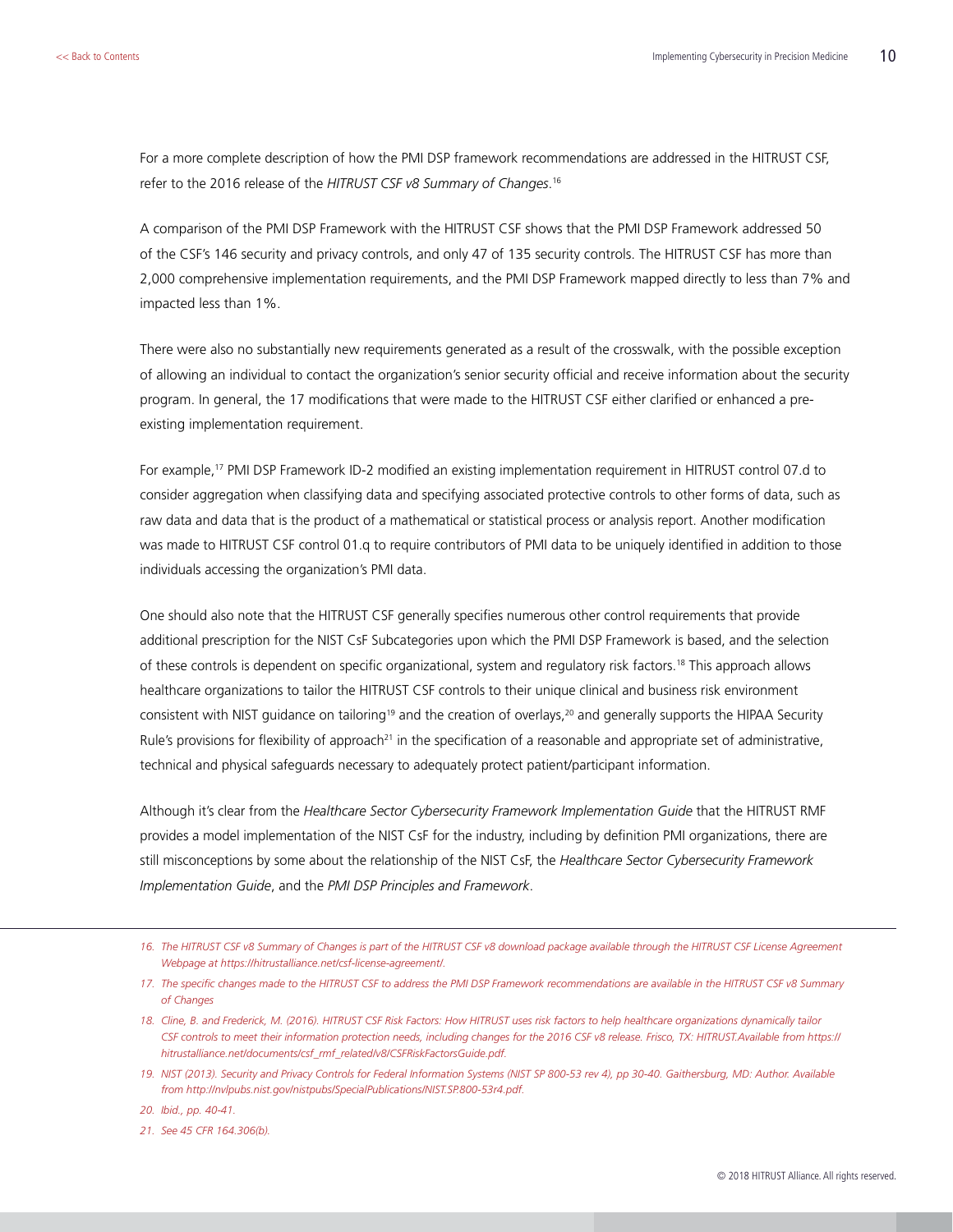For a more complete description of how the PMI DSP framework recommendations are addressed in the HITRUST CSF, refer to the 2016 release of the *HITRUST CSF v8 Summary of Changes*.[16]

A comparison of the PMI DSP Framework with the HITRUST CSF shows that the PMI DSP Framework addressed 50 of the CSF's 146 security and privacy controls, and only 47 of 135 security controls. The HITRUST CSF has more than 2,000 comprehensive implementation requirements, and the PMI DSP Framework mapped directly to less than 7% and impacted less than 1%.

There were also no substantially new requirements generated as a result of the crosswalk, with the possible exception of allowing an individual to contact the organization's senior security official and receive information about the security program. In general, the 17 modifications that were made to the HITRUST CSF either clarified or enhanced a pre-existing implementation requirement.

For example,[17] PMI DSP Framework ID-2 modified an existing implementation requirement in HITRUST control 07.d to consider aggregation when classifying data and specifying associated protective controls to other forms of data, such as raw data and data that is the product of a mathematical or statistical process or analysis report. Another modification was made to HITRUST CSF control 01.q to require contributors of PMI data to be uniquely identified in addition to those individuals accessing the organization's PMI data.

One should also note that the HITRUST CSF generally specifies numerous other control requirements that provide additional prescription for the NIST CsF Subcategories upon which the PMI DSP Framework is based, and the selection of these controls is dependent on specific organizational, system and regulatory risk factors.[18] This approach allows healthcare organizations to tailor the HITRUST CSF controls to their unique clinical and business risk environment consistent with NIST guidance on tailoring[19] and the creation of overlays,[20] and generally supports the HIPAA Security Rule's provisions for flexibility of approach[21] in the specification of a reasonable and appropriate set of administrative, technical and physical safeguards necessary to adequately protect patient/participant information.

Although it's clear from the *Healthcare Sector Cybersecurity Framework Implementation Guide* that the HITRUST RMF provides a model implementation of the NIST CsF for the industry, including by definition PMI organizations, there are still misconceptions by some about the relationship of the NIST CsF, the *Healthcare Sector Cybersecurity Framework Implementation Guide*, and the *PMI DSP Principles and Framework*.

---

*16. The HITRUST CSF v8 Summary of Changes is part of the HITRUST CSF v8 download package available through the HITRUST CSF License Agreement Webpage at https://hitrustalliance.net/csf-license-agreement/.*

*17. The specific changes made to the HITRUST CSF to address the PMI DSP Framework recommendations are available in the HITRUST CSF v8 Summary of Changes*

*18. Cline, B. and Frederick, M. (2016). HITRUST CSF Risk Factors: How HITRUST uses risk factors to help healthcare organizations dynamically tailor CSF controls to meet their information protection needs, including changes for the 2016 CSF v8 release. Frisco, TX: HITRUST.Available from https://hitrustalliance.net/documents/csf_rmf_related/v8/CSFRiskFactorsGuide.pdf.*

*19. NIST (2013). Security and Privacy Controls for Federal Information Systems (NIST SP 800-53 rev 4), pp 30-40. Gaithersburg, MD: Author. Available from http://nvlpubs.nist.gov/nistpubs/SpecialPublications/NIST.SP.800-53r4.pdf.*

*20. Ibid., pp. 40-41.*

*21. See 45 CFR 164.306(b).*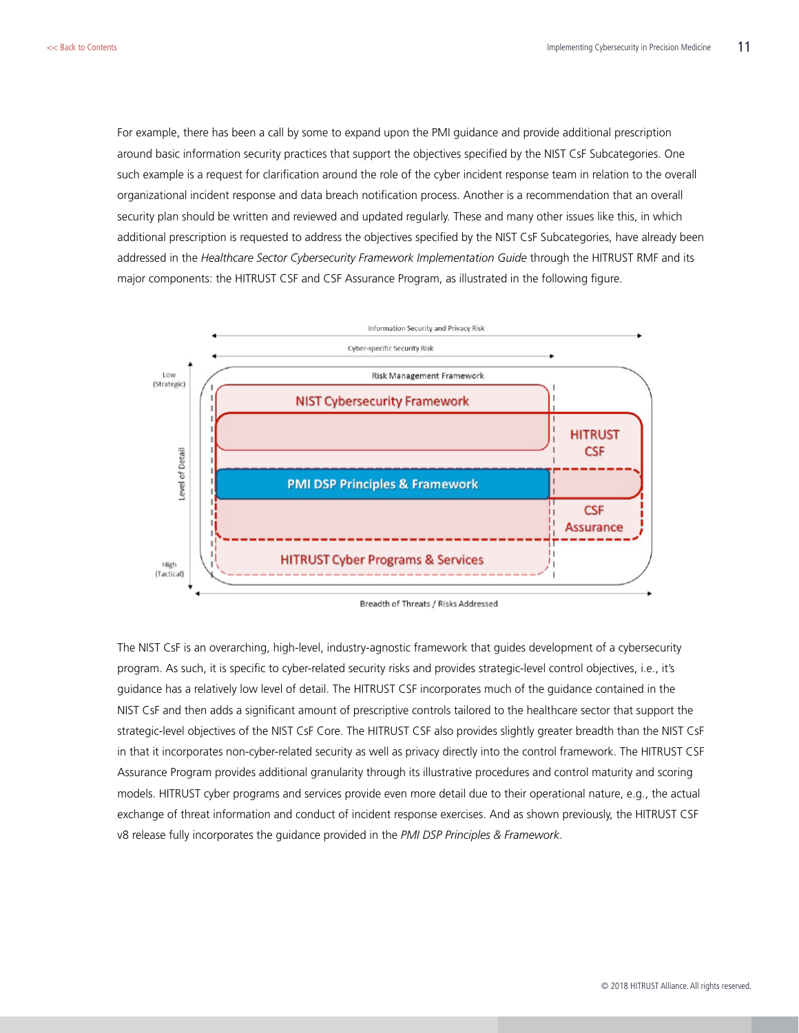For example, there has been a call by some to expand upon the PMI guidance and provide additional prescription around basic information security practices that support the objectives specified by the NIST CsF Subcategories. One such example is a request for clarification around the role of the cyber incident response team in relation to the overall organizational incident response and data breach notification process. Another is a recommendation that an overall security plan should be written and reviewed and updated regularly. These and many other issues like this, in which additional prescription is requested to address the objectives specified by the NIST CsF Subcategories, have already been addressed in the *Healthcare Sector Cybersecurity Framework Implementation Guide* through the HITRUST RMF and its major components: the HITRUST CSF and CSF Assurance Program, as illustrated in the following figure.

Information Security and Privacy Risk

Cyber-specific Security Risk

Risk Management Framework

Low (Strategic)

Level of Detail

High (Tactical)

NIST Cybersecurity Framework

HITRUST CSF

PMI DSP Principles & Framework

CSF Assurance

HITRUST Cyber Programs & Services

Breadth of Threats / Risks Addressed

The NIST CsF is an overarching, high-level, industry-agnostic framework that guides development of a cybersecurity program. As such, it is specific to cyber-related security risks and provides strategic-level control objectives, i.e., it's guidance has a relatively low level of detail. The HITRUST CSF incorporates much of the guidance contained in the NIST CsF and then adds a significant amount of prescriptive controls tailored to the healthcare sector that support the strategic-level objectives of the NIST CsF Core. The HITRUST CSF also provides slightly greater breadth than the NIST CsF in that it incorporates non-cyber-related security as well as privacy directly into the control framework. The HITRUST CSF Assurance Program provides additional granularity through its illustrative procedures and control maturity and scoring models. HITRUST cyber programs and services provide even more detail due to their operational nature, e.g., the actual exchange of threat information and conduct of incident response exercises. And as shown previously, the HITRUST CSF v8 release fully incorporates the guidance provided in the *PMI DSP Principles & Framework*.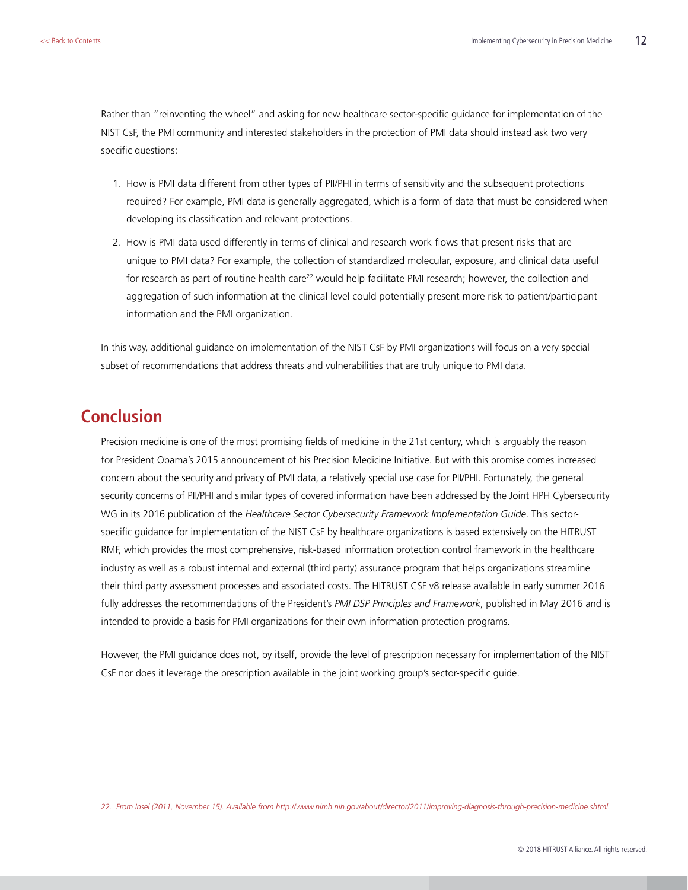Rather than "reinventing the wheel" and asking for new healthcare sector-specific guidance for implementation of the NIST CsF, the PMI community and interested stakeholders in the protection of PMI data should instead ask two very specific questions:

1. How is PMI data different from other types of PII/PHI in terms of sensitivity and the subsequent protections required? For example, PMI data is generally aggregated, which is a form of data that must be considered when developing its classification and relevant protections.
2. How is PMI data used differently in terms of clinical and research work flows that present risks that are unique to PMI data? For example, the collection of standardized molecular, exposure, and clinical data useful for research as part of routine health care[22] would help facilitate PMI research; however, the collection and aggregation of such information at the clinical level could potentially present more risk to patient/participant information and the PMI organization.

In this way, additional guidance on implementation of the NIST CsF by PMI organizations will focus on a very special subset of recommendations that address threats and vulnerabilities that are truly unique to PMI data.

## Conclusion

Precision medicine is one of the most promising fields of medicine in the 21st century, which is arguably the reason for President Obama's 2015 announcement of his Precision Medicine Initiative. But with this promise comes increased concern about the security and privacy of PMI data, a relatively special use case for PII/PHI. Fortunately, the general security concerns of PII/PHI and similar types of covered information have been addressed by the Joint HPH Cybersecurity WG in its 2016 publication of the *Healthcare Sector Cybersecurity Framework Implementation Guide*. This sector-specific guidance for implementation of the NIST CsF by healthcare organizations is based extensively on the HITRUST RMF, which provides the most comprehensive, risk-based information protection control framework in the healthcare industry as well as a robust internal and external (third party) assurance program that helps organizations streamline their third party assessment processes and associated costs. The HITRUST CSF v8 release available in early summer 2016 fully addresses the recommendations of the President's *PMI DSP Principles and Framework*, published in May 2016 and is intended to provide a basis for PMI organizations for their own information protection programs.

However, the PMI guidance does not, by itself, provide the level of prescription necessary for implementation of the NIST CsF nor does it leverage the prescription available in the joint working group's sector-specific guide.

*22. From Insel (2011, November 15). Available from http://www.nimh.nih.gov/about/director/2011/improving-diagnosis-through-precision-medicine.shtml.*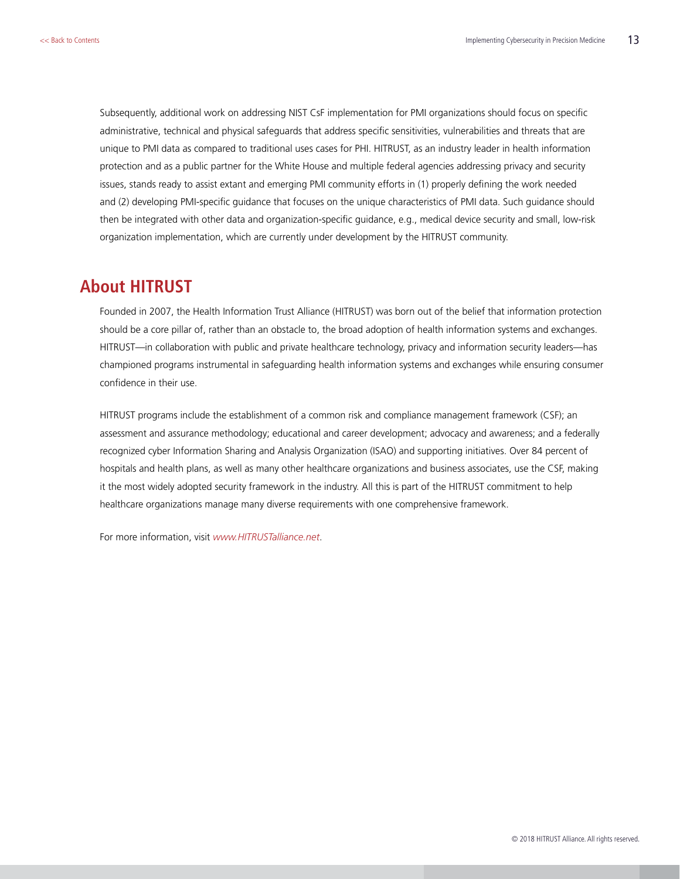Subsequently, additional work on addressing NIST CsF implementation for PMI organizations should focus on specific administrative, technical and physical safeguards that address specific sensitivities, vulnerabilities and threats that are unique to PMI data as compared to traditional uses cases for PHI. HITRUST, as an industry leader in health information protection and as a public partner for the White House and multiple federal agencies addressing privacy and security issues, stands ready to assist extant and emerging PMI community efforts in (1) properly defining the work needed and (2) developing PMI-specific guidance that focuses on the unique characteristics of PMI data. Such guidance should then be integrated with other data and organization-specific guidance, e.g., medical device security and small, low-risk organization implementation, which are currently under development by the HITRUST community.

## About HITRUST

Founded in 2007, the Health Information Trust Alliance (HITRUST) was born out of the belief that information protection should be a core pillar of, rather than an obstacle to, the broad adoption of health information systems and exchanges. HITRUST—in collaboration with public and private healthcare technology, privacy and information security leaders—has championed programs instrumental in safeguarding health information systems and exchanges while ensuring consumer confidence in their use.

HITRUST programs include the establishment of a common risk and compliance management framework (CSF); an assessment and assurance methodology; educational and career development; advocacy and awareness; and a federally recognized cyber Information Sharing and Analysis Organization (ISAO) and supporting initiatives. Over 84 percent of hospitals and health plans, as well as many other healthcare organizations and business associates, use the CSF, making it the most widely adopted security framework in the industry. All this is part of the HITRUST commitment to help healthcare organizations manage many diverse requirements with one comprehensive framework.

For more information, visit *www.HITRUSTalliance.net*.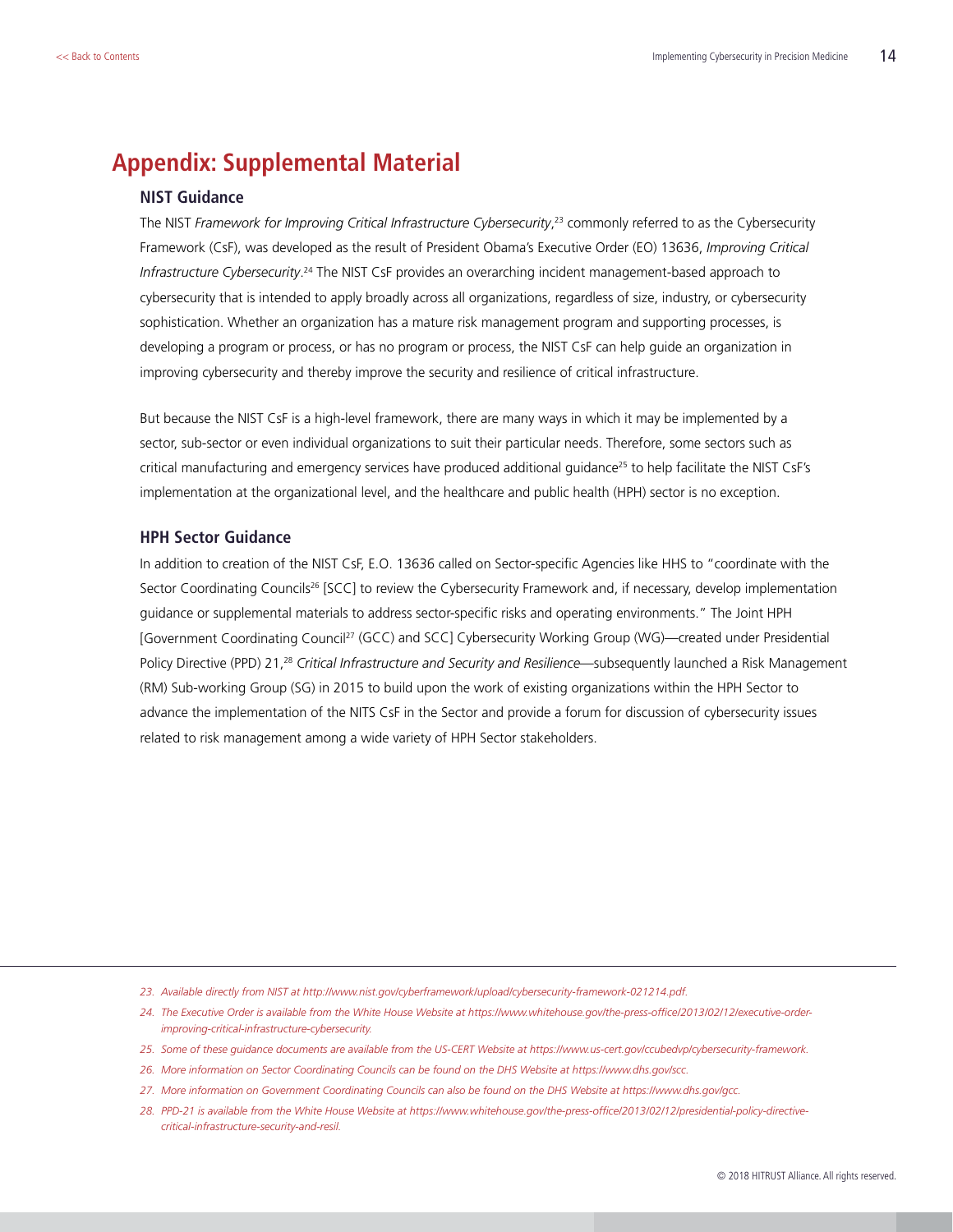## Appendix: Supplemental Material

### NIST Guidance

The NIST *Framework for Improving Critical Infrastructure Cybersecurity*,[23] commonly referred to as the Cybersecurity Framework (CsF), was developed as the result of President Obama's Executive Order (EO) 13636, *Improving Critical Infrastructure Cybersecurity*.[24] The NIST CsF provides an overarching incident management-based approach to cybersecurity that is intended to apply broadly across all organizations, regardless of size, industry, or cybersecurity sophistication. Whether an organization has a mature risk management program and supporting processes, is developing a program or process, or has no program or process, the NIST CsF can help guide an organization in improving cybersecurity and thereby improve the security and resilience of critical infrastructure.

But because the NIST CsF is a high-level framework, there are many ways in which it may be implemented by a sector, sub-sector or even individual organizations to suit their particular needs. Therefore, some sectors such as critical manufacturing and emergency services have produced additional guidance[25] to help facilitate the NIST CsF's implementation at the organizational level, and the healthcare and public health (HPH) sector is no exception.

### HPH Sector Guidance

In addition to creation of the NIST CsF, E.O. 13636 called on Sector-specific Agencies like HHS to "coordinate with the Sector Coordinating Councils[26] [SCC] to review the Cybersecurity Framework and, if necessary, develop implementation guidance or supplemental materials to address sector-specific risks and operating environments." The Joint HPH [Government Coordinating Council[27] (GCC) and SCC] Cybersecurity Working Group (WG)—created under Presidential Policy Directive (PPD) 21,[28] *Critical Infrastructure and Security and Resilience*—subsequently launched a Risk Management (RM) Sub-working Group (SG) in 2015 to build upon the work of existing organizations within the HPH Sector to advance the implementation of the NITS CsF in the Sector and provide a forum for discussion of cybersecurity issues related to risk management among a wide variety of HPH Sector stakeholders.

---

*23. Available directly from NIST at http://www.nist.gov/cyberframework/upload/cybersecurity-framework-021214.pdf.*

*24. The Executive Order is available from the White House Website at https://www.whitehouse.gov/the-press-office/2013/02/12/executive-order-improving-critical-infrastructure-cybersecurity.*

*25. Some of these guidance documents are available from the US-CERT Website at https://www.us-cert.gov/ccubedvp/cybersecurity-framework.*

*26. More information on Sector Coordinating Councils can be found on the DHS Website at https://www.dhs.gov/scc.*

*27. More information on Government Coordinating Councils can also be found on the DHS Website at https://www.dhs.gov/gcc.*

*28. PPD-21 is available from the White House Website at https://www.whitehouse.gov/the-press-office/2013/02/12/presidential-policy-directive-critical-infrastructure-security-and-resil.*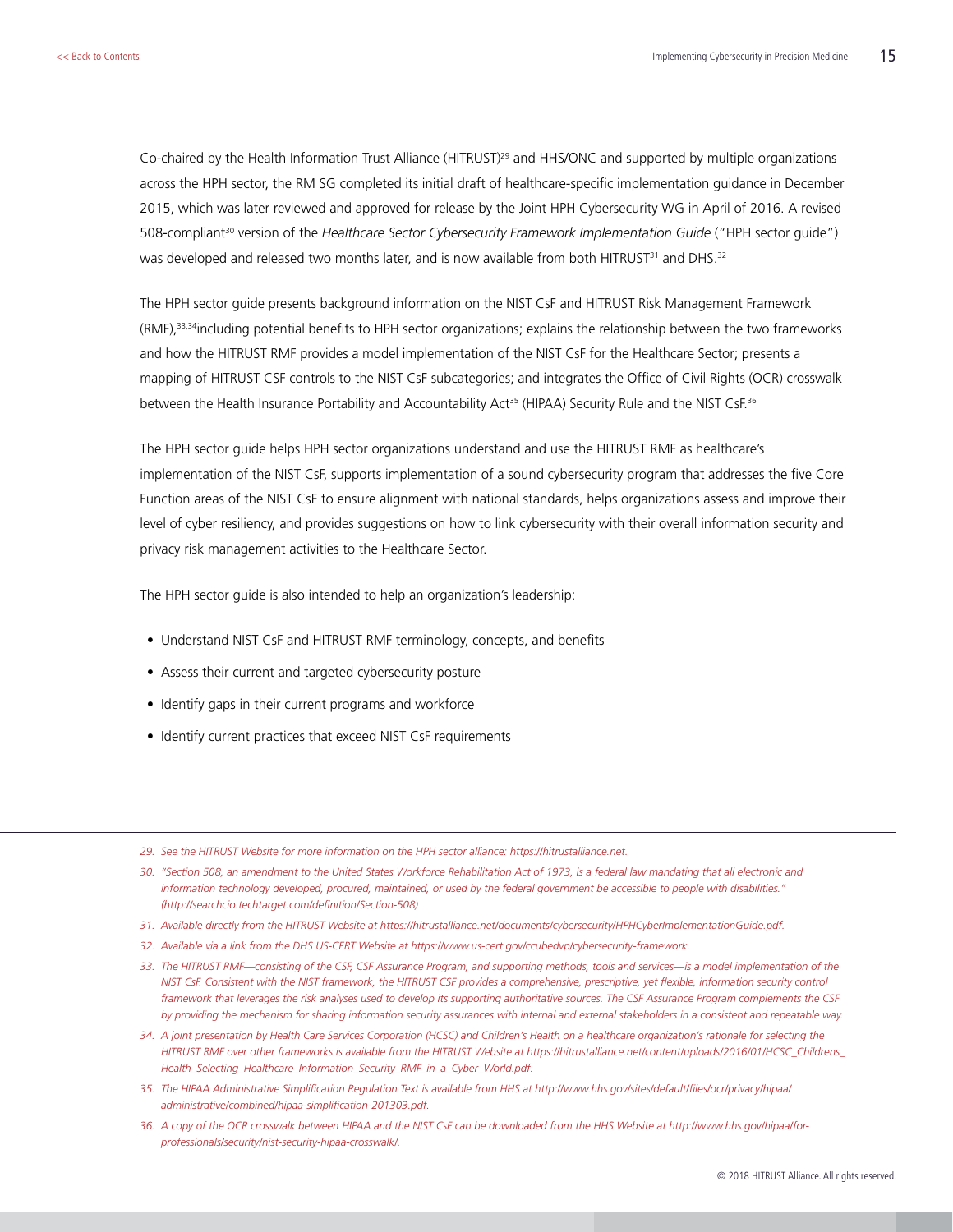Co-chaired by the Health Information Trust Alliance (HITRUST)[29] and HHS/ONC and supported by multiple organizations across the HPH sector, the RM SG completed its initial draft of healthcare-specific implementation guidance in December 2015, which was later reviewed and approved for release by the Joint HPH Cybersecurity WG in April of 2016. A revised 508-compliant[30] version of the *Healthcare Sector Cybersecurity Framework Implementation Guide* ("HPH sector guide") was developed and released two months later, and is now available from both HITRUST[31] and DHS.[32]

The HPH sector guide presents background information on the NIST CsF and HITRUST Risk Management Framework (RMF),[33,34] including potential benefits to HPH sector organizations; explains the relationship between the two frameworks and how the HITRUST RMF provides a model implementation of the NIST CsF for the Healthcare Sector; presents a mapping of HITRUST CSF controls to the NIST CsF subcategories; and integrates the Office of Civil Rights (OCR) crosswalk between the Health Insurance Portability and Accountability Act[35] (HIPAA) Security Rule and the NIST CsF.[36]

The HPH sector guide helps HPH sector organizations understand and use the HITRUST RMF as healthcare's implementation of the NIST CsF, supports implementation of a sound cybersecurity program that addresses the five Core Function areas of the NIST CsF to ensure alignment with national standards, helps organizations assess and improve their level of cyber resiliency, and provides suggestions on how to link cybersecurity with their overall information security and privacy risk management activities to the Healthcare Sector.

The HPH sector guide is also intended to help an organization's leadership:

- Understand NIST CsF and HITRUST RMF terminology, concepts, and benefits
- Assess their current and targeted cybersecurity posture
- Identify gaps in their current programs and workforce
- Identify current practices that exceed NIST CsF requirements

---

29. *See the HITRUST Website for more information on the HPH sector alliance: https://hitrustalliance.net.*
30. *"Section 508, an amendment to the United States Workforce Rehabilitation Act of 1973, is a federal law mandating that all electronic and information technology developed, procured, maintained, or used by the federal government be accessible to people with disabilities." (http://searchcio.techtarget.com/definition/Section-508)*
31. *Available directly from the HITRUST Website at https://hitrustalliance.net/documents/cybersecurity/HPHCyberImplementationGuide.pdf.*
32. *Available via a link from the DHS US-CERT Website at https://www.us-cert.gov/ccubedvp/cybersecurity-framework.*
33. *The HITRUST RMF—consisting of the CSF, CSF Assurance Program, and supporting methods, tools and services—is a model implementation of the NIST CsF. Consistent with the NIST framework, the HITRUST CSF provides a comprehensive, prescriptive, yet flexible, information security control framework that leverages the risk analyses used to develop its supporting authoritative sources. The CSF Assurance Program complements the CSF by providing the mechanism for sharing information security assurances with internal and external stakeholders in a consistent and repeatable way.*
34. *A joint presentation by Health Care Services Corporation (HCSC) and Children's Health on a healthcare organization's rationale for selecting the HITRUST RMF over other frameworks is available from the HITRUST Website at https://hitrustalliance.net/content/uploads/2016/01/HCSC_Childrens_Health_Selecting_Healthcare_Information_Security_RMF_in_a_Cyber_World.pdf.*
35. *The HIPAA Administrative Simplification Regulation Text is available from HHS at http://www.hhs.gov/sites/default/files/ocr/privacy/hipaa/administrative/combined/hipaa-simplification-201303.pdf.*
36. *A copy of the OCR crosswalk between HIPAA and the NIST CsF can be downloaded from the HHS Website at http://www.hhs.gov/hipaa/for-professionals/security/nist-security-hipaa-crosswalk/.*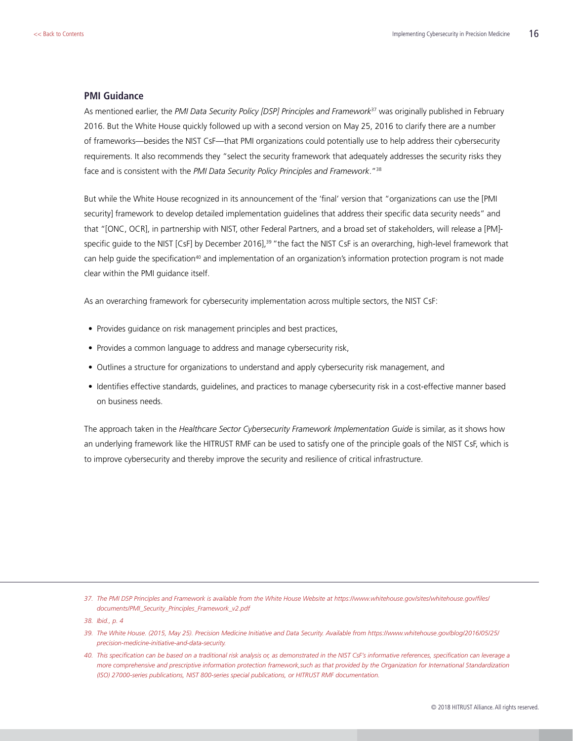## PMI Guidance

As mentioned earlier, the *PMI Data Security Policy [DSP] Principles and Framework*[37] was originally published in February 2016. But the White House quickly followed up with a second version on May 25, 2016 to clarify there are a number of frameworks—besides the NIST CsF—that PMI organizations could potentially use to help address their cybersecurity requirements. It also recommends they "select the security framework that adequately addresses the security risks they face and is consistent with the *PMI Data Security Policy Principles and Framework*."[38]

But while the White House recognized in its announcement of the 'final' version that "organizations can use the [PMI security] framework to develop detailed implementation guidelines that address their specific data security needs" and that "[ONC, OCR], in partnership with NIST, other Federal Partners, and a broad set of stakeholders, will release a [PM]-specific guide to the NIST [CsF] by December 2016],[39] "the fact the NIST CsF is an overarching, high-level framework that can help guide the specification[40] and implementation of an organization's information protection program is not made clear within the PMI guidance itself.

As an overarching framework for cybersecurity implementation across multiple sectors, the NIST CsF:

- Provides guidance on risk management principles and best practices,
- Provides a common language to address and manage cybersecurity risk,
- Outlines a structure for organizations to understand and apply cybersecurity risk management, and
- Identifies effective standards, guidelines, and practices to manage cybersecurity risk in a cost-effective manner based on business needs.

The approach taken in the *Healthcare Sector Cybersecurity Framework Implementation Guide* is similar, as it shows how an underlying framework like the HITRUST RMF can be used to satisfy one of the principle goals of the NIST CsF, which is to improve cybersecurity and thereby improve the security and resilience of critical infrastructure.

---

*37. The PMI DSP Principles and Framework is available from the White House Website at https://www.whitehouse.gov/sites/whitehouse.gov/files/documents/PMI_Security_Principles_Framework_v2.pdf*

*38. Ibid., p. 4*

*39. The White House. (2015, May 25). Precision Medicine Initiative and Data Security. Available from https://www.whitehouse.gov/blog/2016/05/25/precision-medicine-initiative-and-data-security.*

*40. This specification can be based on a traditional risk analysis or, as demonstrated in the NIST CsF's informative references, specification can leverage a more comprehensive and prescriptive information protection framework,such as that provided by the Organization for International Standardization (ISO) 27000-series publications, NIST 800-series special publications, or HITRUST RMF documentation.*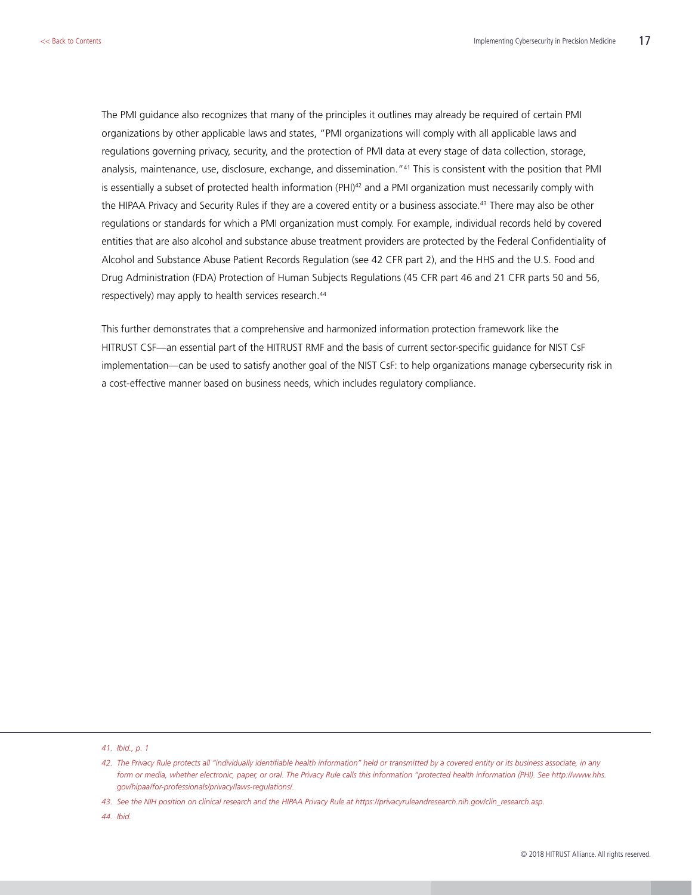The PMI guidance also recognizes that many of the principles it outlines may already be required of certain PMI organizations by other applicable laws and states, "PMI organizations will comply with all applicable laws and regulations governing privacy, security, and the protection of PMI data at every stage of data collection, storage, analysis, maintenance, use, disclosure, exchange, and dissemination."[41] This is consistent with the position that PMI is essentially a subset of protected health information (PHI)[42] and a PMI organization must necessarily comply with the HIPAA Privacy and Security Rules if they are a covered entity or a business associate.[43] There may also be other regulations or standards for which a PMI organization must comply. For example, individual records held by covered entities that are also alcohol and substance abuse treatment providers are protected by the Federal Confidentiality of Alcohol and Substance Abuse Patient Records Regulation (see 42 CFR part 2), and the HHS and the U.S. Food and Drug Administration (FDA) Protection of Human Subjects Regulations (45 CFR part 46 and 21 CFR parts 50 and 56, respectively) may apply to health services research.[44]

This further demonstrates that a comprehensive and harmonized information protection framework like the HITRUST CSF—an essential part of the HITRUST RMF and the basis of current sector-specific guidance for NIST CsF implementation—can be used to satisfy another goal of the NIST CsF: to help organizations manage cybersecurity risk in a cost-effective manner based on business needs, which includes regulatory compliance.

---

*41. Ibid., p. 1*

*42. The Privacy Rule protects all "individually identifiable health information" held or transmitted by a covered entity or its business associate, in any form or media, whether electronic, paper, or oral. The Privacy Rule calls this information "protected health information (PHI). See http://www.hhs.gov/hipaa/for-professionals/privacy/laws-regulations/.*

*43. See the NIH position on clinical research and the HIPAA Privacy Rule at https://privacyruleandresearch.nih.gov/clin_research.asp.*

*44. Ibid.*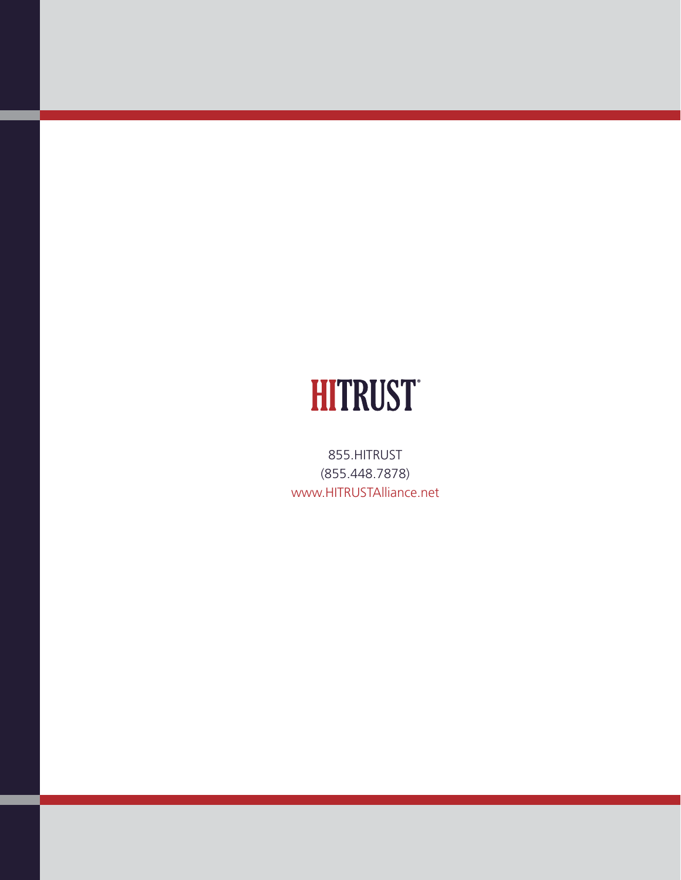HITRUST®

855.HITRUST
(855.448.7878)
www.HITRUSTAlliance.net